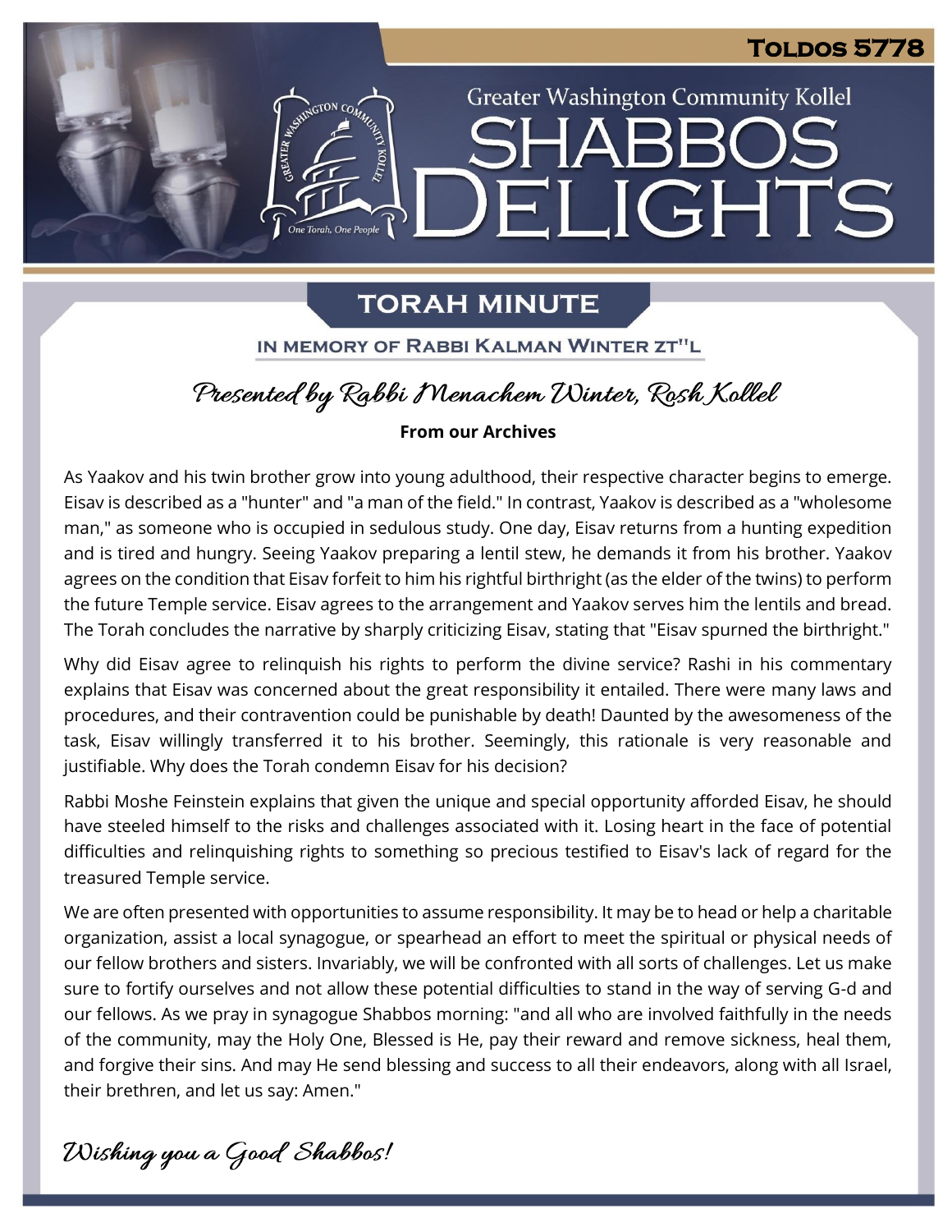Toldos 5778

Greater Washington Community Kollel

# Shabbos Delights

## Torah Minute

In memory of Rabbi Kalman Winter zt"l

*Presented by Rabbi Menachem Winter, Rosh Kollel*

**From our Archives**

As Yaakov and his twin brother grow into young adulthood, their respective character begins to emerge. Eisav is described as a "hunter" and "a man of the field." In contrast, Yaakov is described as a "wholesome man," as someone who is occupied in sedulous study. One day, Eisav returns from a hunting expedition and is tired and hungry. Seeing Yaakov preparing a lentil stew, he demands it from his brother. Yaakov agrees on the condition that Eisav forfeit to him his rightful birthright (as the elder of the twins) to perform the future Temple service. Eisav agrees to the arrangement and Yaakov serves him the lentils and bread. The Torah concludes the narrative by sharply criticizing Eisav, stating that "Eisav spurned the birthright."

Why did Eisav agree to relinquish his rights to perform the divine service? Rashi in his commentary explains that Eisav was concerned about the great responsibility it entailed. There were many laws and procedures, and their contravention could be punishable by death! Daunted by the awesomeness of the task, Eisav willingly transferred it to his brother. Seemingly, this rationale is very reasonable and justifiable. Why does the Torah condemn Eisav for his decision?

Rabbi Moshe Feinstein explains that given the unique and special opportunity afforded Eisav, he should have steeled himself to the risks and challenges associated with it. Losing heart in the face of potential difficulties and relinquishing rights to something so precious testified to Eisav's lack of regard for the treasured Temple service.

We are often presented with opportunities to assume responsibility. It may be to head or help a charitable organization, assist a local synagogue, or spearhead an effort to meet the spiritual or physical needs of our fellow brothers and sisters. Invariably, we will be confronted with all sorts of challenges. Let us make sure to fortify ourselves and not allow these potential difficulties to stand in the way of serving G-d and our fellows. As we pray in synagogue Shabbos morning: "and all who are involved faithfully in the needs of the community, may the Holy One, Blessed is He, pay their reward and remove sickness, heal them, and forgive their sins. And may He send blessing and success to all their endeavors, along with all Israel, their brethren, and let us say: Amen."

*Wishing you a Good Shabbos!*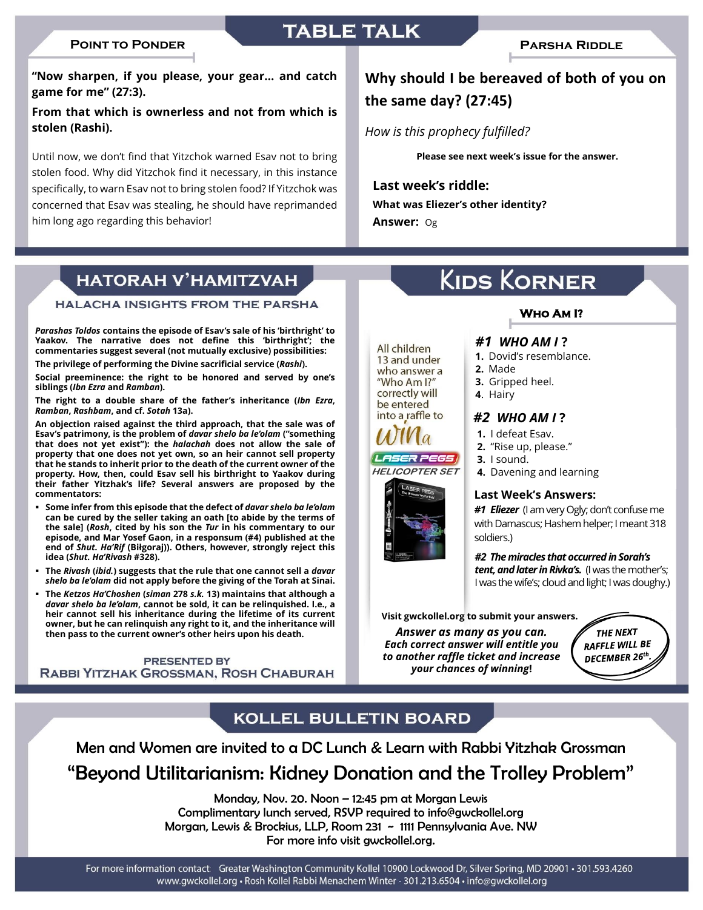# TABLE TALK

## Point to Ponder

**"Now sharpen, if you please, your gear… and catch game for me" (27:3).**

**From that which is ownerless and not from which is stolen (Rashi).**

Until now, we don't find that Yitzchok warned Esav not to bring stolen food. Why did Yitzchok find it necessary, in this instance specifically, to warn Esav not to bring stolen food? If Yitzchok was concerned that Esav was stealing, he should have reprimanded him long ago regarding this behavior!

## Parsha Riddle

**Why should I be bereaved of both of you on the same day? (27:45)**

*How is this prophecy fulfilled?*

**Please see next week's issue for the answer.**

**Last week's riddle:**

**What was Eliezer's other identity?**

**Answer:** Og

# HATORAH V'HAMITZVAH

## Halacha Insights from the Parsha

***Parashas Toldos*** **contains the episode of Esav's sale of his 'birthright' to Yaakov. The narrative does not define this 'birthright'; the commentaries suggest several (not mutually exclusive) possibilities:**

**The privilege of performing the Divine sacrificial service (*Rashi*).**

**Social preeminence: the right to be honored and served by one's siblings (*Ibn Ezra* and *Ramban*).**

**The right to a double share of the father's inheritance (*Ibn Ezra*, *Ramban*, *Rashbam*, and cf. *Sotah* 13a).**

**An objection raised against the third approach, that the sale was of Esav's patrimony, is the problem of *davar shelo ba le'olam* ("something that does not yet exist"): the *halachah* does not allow the sale of property that one does not yet own, so an heir cannot sell property that he stands to inherit prior to the death of the current owner of the property. How, then, could Esav sell his birthright to Yaakov during their father Yitzhak's life? Several answers are proposed by the commentators:**

- **Some infer from this episode that the defect of *davar shelo ba le'olam* can be cured by the seller taking an oath [to abide by the terms of the sale] (*Rosh*, cited by his son the *Tur* in his commentary to our episode, and Mar Yosef Gaon, in a responsum (#4) published at the end of *Shut. Ha'Rif* (Biłgoraj)). Others, however, strongly reject this idea (*Shut. Ha'Rivash* #328).**
- **The *Rivash* (*ibid.*) suggests that the rule that one cannot sell a *davar shelo ba le'olam* did not apply before the giving of the Torah at Sinai.**
- **The *Ketzos Ha'Choshen* (*siman* 278 *s.k.* 13) maintains that although a *davar shelo ba le'olam*, cannot be sold, it can be relinquished. I.e., a heir cannot sell his inheritance during the lifetime of its current owner, but he can relinquish any right to it, and the inheritance will then pass to the current owner's other heirs upon his death.**

PRESENTED BY
RABBI YITZHAK GROSSMAN, ROSH CHABURAH

# KIDS KORNER

## Who Am I?

All children 13 and under who answer a "Who Am I?" correctly will be entered into a raffle to *WIN a* LASER PEGS HELICOPTER SET

### #1 WHO AM I ?

1. Dovid's resemblance.
2. Made
3. Gripped heel.
4. Hairy

### #2 WHO AM I ?

1. I defeat Esav.
2. "Rise up, please."
3. I sound.
4. Davening and learning

### Last Week's Answers:

***#1 Eliezer*** (I am very Ogly; don't confuse me with Damascus; Hashem helper; I meant 318 soldiers.)

***#2 The miracles that occurred in Sorah's tent, and later in Rivka's.*** (I was the mother's; I was the wife's; cloud and light; I was doughy.)

**Visit gwckollel.org to submit your answers.**

***Answer as many as you can. Each correct answer will entitle you to another raffle ticket and increase your chances of winning!***

***THE NEXT RAFFLE WILL BE DECEMBER 26th.***

# KOLLEL BULLETIN BOARD

Men and Women are invited to a DC Lunch & Learn with Rabbi Yitzhak Grossman

## "Beyond Utilitarianism: Kidney Donation and the Trolley Problem"

Monday, Nov. 20. Noon – 12:45 pm at Morgan Lewis
Complimentary lunch served, RSVP required to info@gwckollel.org
Morgan, Lewis & Brockius, LLP, Room 231 ~ 1111 Pennsylvania Ave. NW
For more info visit gwckollel.org.

For more information contact: Greater Washington Community Kollel 10900 Lockwood Dr, Silver Spring, MD 20901 • 301.593.4260
www.gwckollel.org • Rosh Kollel Rabbi Menachem Winter - 301.213.6504 • info@gwckollel.org